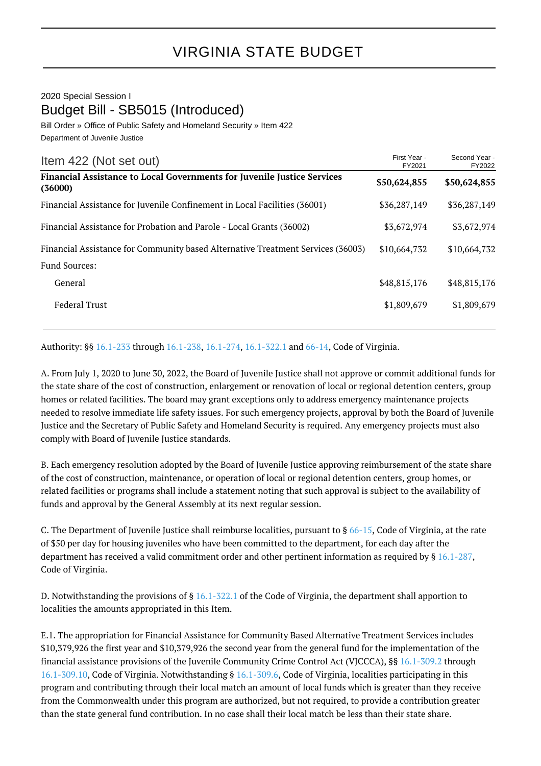# VIRGINIA STATE BUDGET

2020 Special Session I

## Budget Bill - SB5015 (Introduced)

Bill Order » Office of Public Safety and Homeland Security » Item 422

Department of Juvenile Justice

| Item 422 (Not set out) | First Year - FY2021 | Second Year - FY2022 |
|---|---|---|
| **Financial Assistance to Local Governments for Juvenile Justice Services (36000)** | **$50,624,855** | **$50,624,855** |
| Financial Assistance for Juvenile Confinement in Local Facilities (36001) | $36,287,149 | $36,287,149 |
| Financial Assistance for Probation and Parole - Local Grants (36002) | $3,672,974 | $3,672,974 |
| Financial Assistance for Community based Alternative Treatment Services (36003) | $10,664,732 | $10,664,732 |
| Fund Sources: | | |
| General | $48,815,176 | $48,815,176 |
| Federal Trust | $1,809,679 | $1,809,679 |

Authority: §§ 16.1-233 through 16.1-238, 16.1-274, 16.1-322.1 and 66-14, Code of Virginia.

A. From July 1, 2020 to June 30, 2022, the Board of Juvenile Justice shall not approve or commit additional funds for the state share of the cost of construction, enlargement or renovation of local or regional detention centers, group homes or related facilities. The board may grant exceptions only to address emergency maintenance projects needed to resolve immediate life safety issues. For such emergency projects, approval by both the Board of Juvenile Justice and the Secretary of Public Safety and Homeland Security is required. Any emergency projects must also comply with Board of Juvenile Justice standards.

B. Each emergency resolution adopted by the Board of Juvenile Justice approving reimbursement of the state share of the cost of construction, maintenance, or operation of local or regional detention centers, group homes, or related facilities or programs shall include a statement noting that such approval is subject to the availability of funds and approval by the General Assembly at its next regular session.

C. The Department of Juvenile Justice shall reimburse localities, pursuant to § 66-15, Code of Virginia, at the rate of $50 per day for housing juveniles who have been committed to the department, for each day after the department has received a valid commitment order and other pertinent information as required by § 16.1-287, Code of Virginia.

D. Notwithstanding the provisions of § 16.1-322.1 of the Code of Virginia, the department shall apportion to localities the amounts appropriated in this Item.

E.1. The appropriation for Financial Assistance for Community Based Alternative Treatment Services includes $10,379,926 the first year and $10,379,926 the second year from the general fund for the implementation of the financial assistance provisions of the Juvenile Community Crime Control Act (VJCCCA), §§ 16.1-309.2 through 16.1-309.10, Code of Virginia. Notwithstanding § 16.1-309.6, Code of Virginia, localities participating in this program and contributing through their local match an amount of local funds which is greater than they receive from the Commonwealth under this program are authorized, but not required, to provide a contribution greater than the state general fund contribution. In no case shall their local match be less than their state share.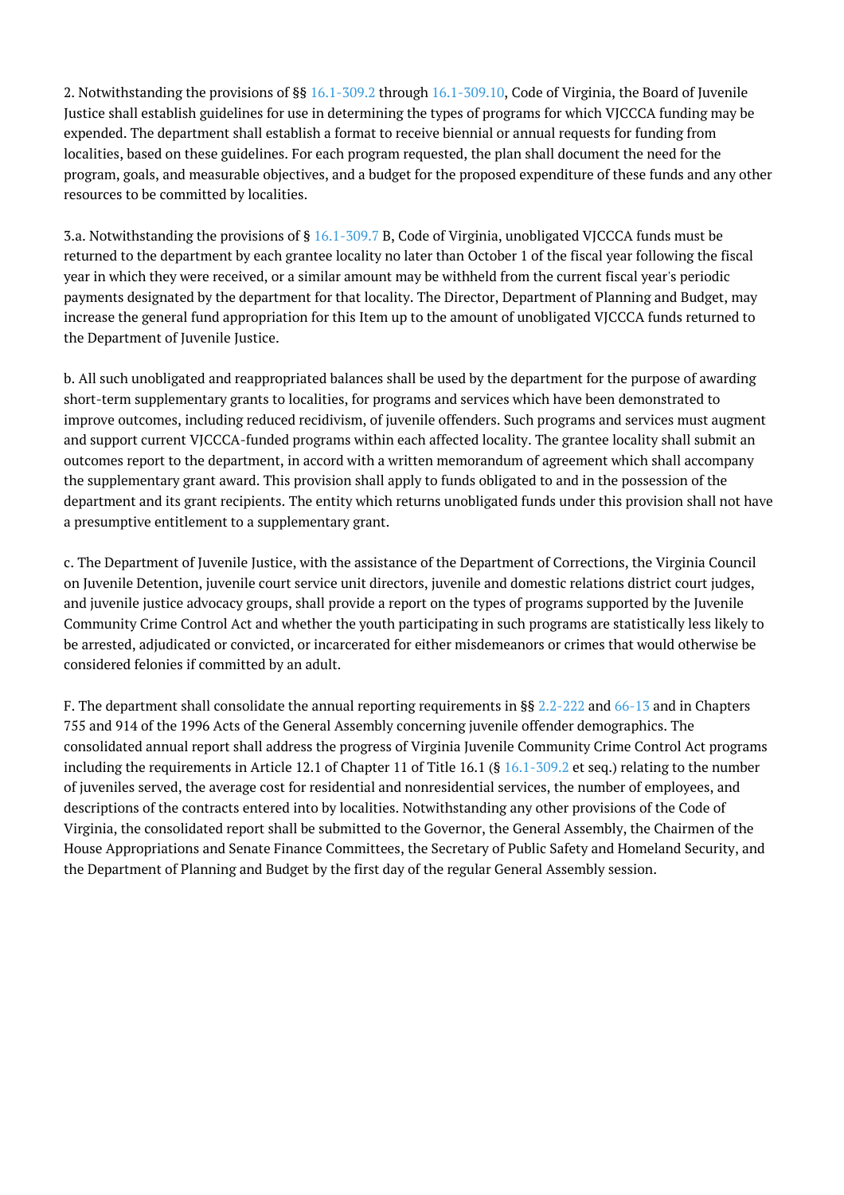2. Notwithstanding the provisions of §§ 16.1-309.2 through 16.1-309.10, Code of Virginia, the Board of Juvenile Justice shall establish guidelines for use in determining the types of programs for which VJCCCA funding may be expended. The department shall establish a format to receive biennial or annual requests for funding from localities, based on these guidelines. For each program requested, the plan shall document the need for the program, goals, and measurable objectives, and a budget for the proposed expenditure of these funds and any other resources to be committed by localities.

3.a. Notwithstanding the provisions of § 16.1-309.7 B, Code of Virginia, unobligated VJCCCA funds must be returned to the department by each grantee locality no later than October 1 of the fiscal year following the fiscal year in which they were received, or a similar amount may be withheld from the current fiscal year's periodic payments designated by the department for that locality. The Director, Department of Planning and Budget, may increase the general fund appropriation for this Item up to the amount of unobligated VJCCCA funds returned to the Department of Juvenile Justice.

b. All such unobligated and reappropriated balances shall be used by the department for the purpose of awarding short-term supplementary grants to localities, for programs and services which have been demonstrated to improve outcomes, including reduced recidivism, of juvenile offenders. Such programs and services must augment and support current VJCCCA-funded programs within each affected locality. The grantee locality shall submit an outcomes report to the department, in accord with a written memorandum of agreement which shall accompany the supplementary grant award. This provision shall apply to funds obligated to and in the possession of the department and its grant recipients. The entity which returns unobligated funds under this provision shall not have a presumptive entitlement to a supplementary grant.

c. The Department of Juvenile Justice, with the assistance of the Department of Corrections, the Virginia Council on Juvenile Detention, juvenile court service unit directors, juvenile and domestic relations district court judges, and juvenile justice advocacy groups, shall provide a report on the types of programs supported by the Juvenile Community Crime Control Act and whether the youth participating in such programs are statistically less likely to be arrested, adjudicated or convicted, or incarcerated for either misdemeanors or crimes that would otherwise be considered felonies if committed by an adult.

F. The department shall consolidate the annual reporting requirements in §§ 2.2-222 and 66-13 and in Chapters 755 and 914 of the 1996 Acts of the General Assembly concerning juvenile offender demographics. The consolidated annual report shall address the progress of Virginia Juvenile Community Crime Control Act programs including the requirements in Article 12.1 of Chapter 11 of Title 16.1 (§ 16.1-309.2 et seq.) relating to the number of juveniles served, the average cost for residential and nonresidential services, the number of employees, and descriptions of the contracts entered into by localities. Notwithstanding any other provisions of the Code of Virginia, the consolidated report shall be submitted to the Governor, the General Assembly, the Chairmen of the House Appropriations and Senate Finance Committees, the Secretary of Public Safety and Homeland Security, and the Department of Planning and Budget by the first day of the regular General Assembly session.